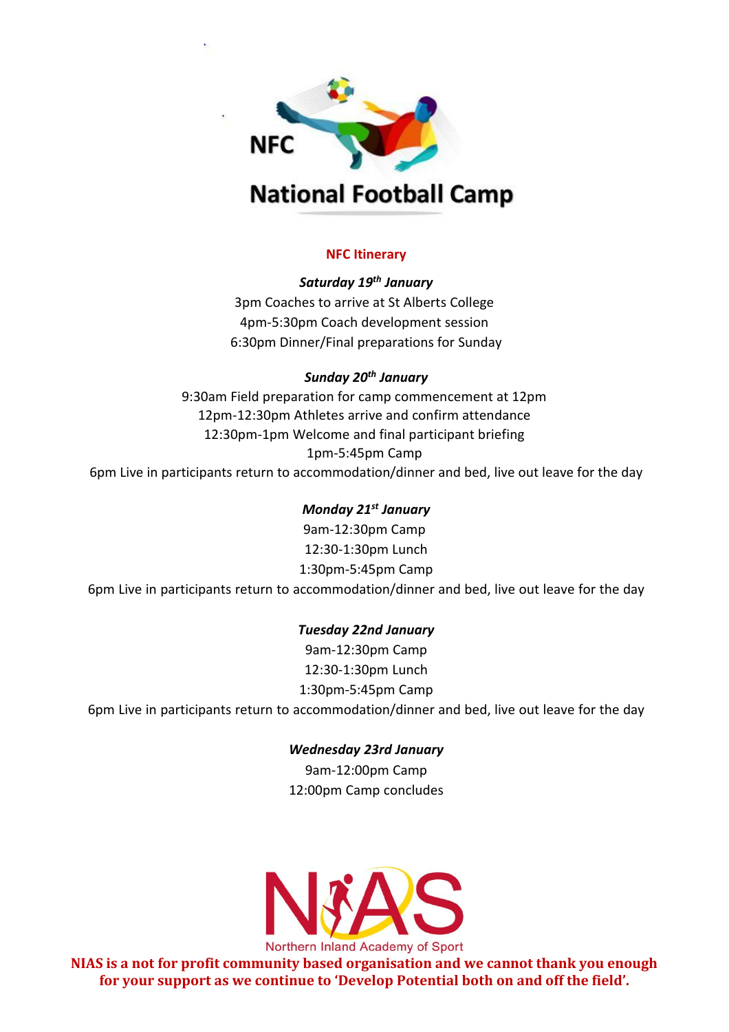NFC

# National Football Camp

## NFC Itinerary

***Saturday 19th January***

3pm Coaches to arrive at St Alberts College
4pm-5:30pm Coach development session
6:30pm Dinner/Final preparations for Sunday

***Sunday 20th January***

9:30am Field preparation for camp commencement at 12pm
12pm-12:30pm Athletes arrive and confirm attendance
12:30pm-1pm Welcome and final participant briefing
1pm-5:45pm Camp
6pm Live in participants return to accommodation/dinner and bed, live out leave for the day

***Monday 21st January***

9am-12:30pm Camp
12:30-1:30pm Lunch
1:30pm-5:45pm Camp
6pm Live in participants return to accommodation/dinner and bed, live out leave for the day

***Tuesday 22nd January***

9am-12:30pm Camp
12:30-1:30pm Lunch
1:30pm-5:45pm Camp
6pm Live in participants return to accommodation/dinner and bed, live out leave for the day

***Wednesday 23rd January***

9am-12:00pm Camp
12:00pm Camp concludes

NIAS
Northern Inland Academy of Sport

**NIAS is a not for profit community based organisation and we cannot thank you enough for your support as we continue to 'Develop Potential both on and off the field'.**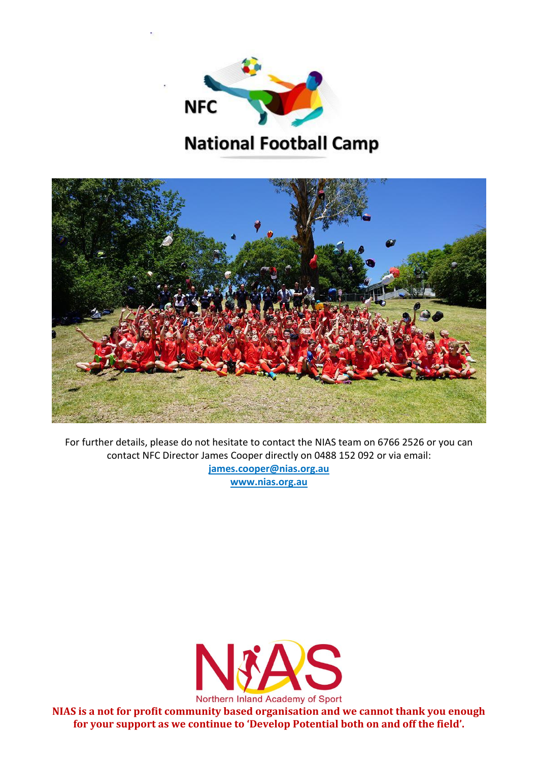NFC

# National Football Camp

For further details, please do not hesitate to contact the NIAS team on 6766 2526 or you can contact NFC Director James Cooper directly on 0488 152 092 or via email:

**james.cooper@nias.org.au**

**www.nias.org.au**

Northern Inland Academy of Sport

**NIAS is a not for profit community based organisation and we cannot thank you enough for your support as we continue to 'Develop Potential both on and off the field'.**